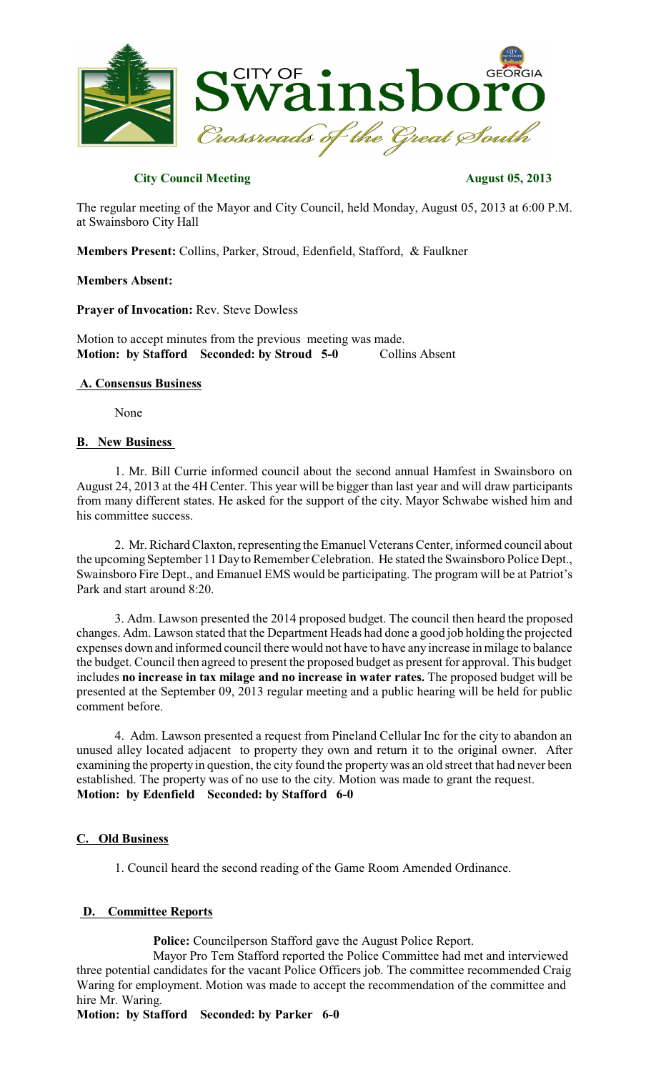# CITY OF Swainsboro GEORGIA

*Crossroads of the Great South*

**City Council Meeting** **August 05, 2013**

The regular meeting of the Mayor and City Council, held Monday, August 05, 2013 at 6:00 P.M. at Swainsboro City Hall

**Members Present:** Collins, Parker, Stroud, Edenfield, Stafford, & Faulkner

**Members Absent:**

**Prayer of Invocation:** Rev. Steve Dowless

Motion to accept minutes from the previous meeting was made.
**Motion: by Stafford Seconded: by Stroud 5-0** Collins Absent

## A. Consensus Business

None

## B. New Business

1. Mr. Bill Currie informed council about the second annual Hamfest in Swainsboro on August 24, 2013 at the 4H Center. This year will be bigger than last year and will draw participants from many different states. He asked for the support of the city. Mayor Schwabe wished him and his committee success.

2. Mr. Richard Claxton, representing the Emanuel Veterans Center, informed council about the upcoming September 11 Day to Remember Celebration. He stated the Swainsboro Police Dept., Swainsboro Fire Dept., and Emanuel EMS would be participating. The program will be at Patriot's Park and start around 8:20.

3. Adm. Lawson presented the 2014 proposed budget. The council then heard the proposed changes. Adm. Lawson stated that the Department Heads had done a good job holding the projected expenses down and informed council there would not have to have any increase in milage to balance the budget. Council then agreed to present the proposed budget as present for approval. This budget includes **no increase in tax milage and no increase in water rates.** The proposed budget will be presented at the September 09, 2013 regular meeting and a public hearing will be held for public comment before.

4. Adm. Lawson presented a request from Pineland Cellular Inc for the city to abandon an unused alley located adjacent to property they own and return it to the original owner. After examining the property in question, the city found the property was an old street that had never been established. The property was of no use to the city. Motion was made to grant the request.
**Motion: by Edenfield Seconded: by Stafford 6-0**

## C. Old Business

1. Council heard the second reading of the Game Room Amended Ordinance.

## D. Committee Reports

**Police:** Councilperson Stafford gave the August Police Report.

Mayor Pro Tem Stafford reported the Police Committee had met and interviewed three potential candidates for the vacant Police Officers job. The committee recommended Craig Waring for employment. Motion was made to accept the recommendation of the committee and hire Mr. Waring.
**Motion: by Stafford Seconded: by Parker 6-0**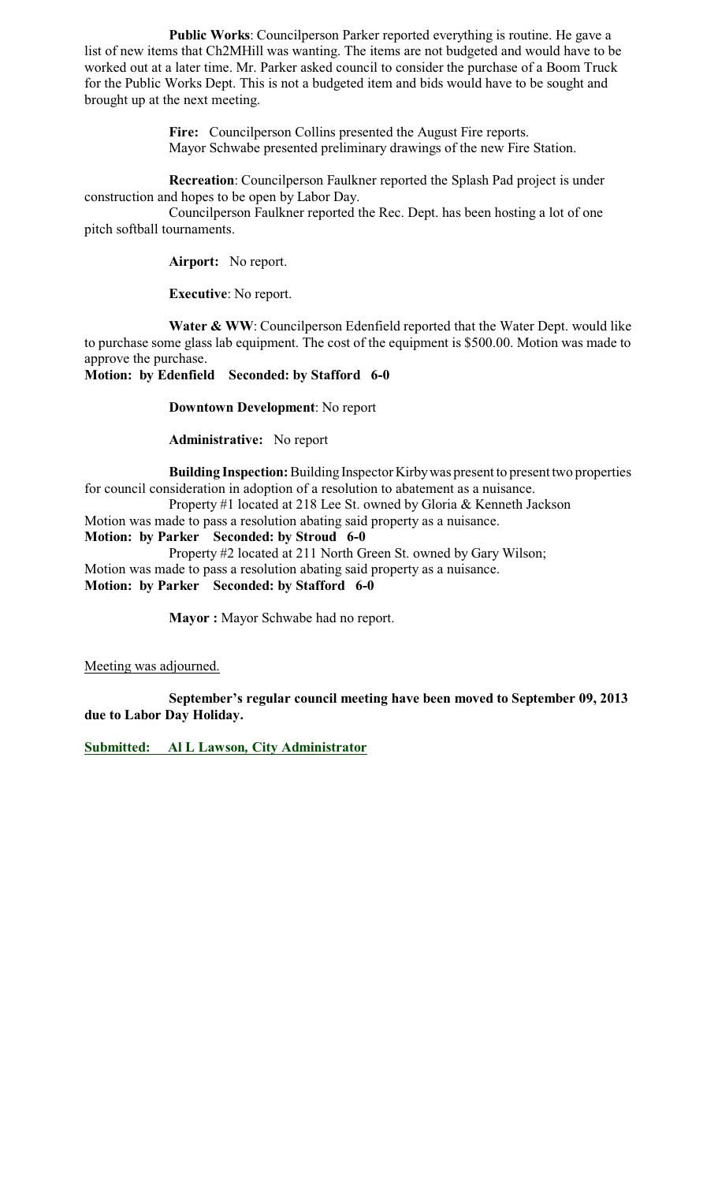**Public Works**: Councilperson Parker reported everything is routine. He gave a list of new items that Ch2MHill was wanting. The items are not budgeted and would have to be worked out at a later time. Mr. Parker asked council to consider the purchase of a Boom Truck for the Public Works Dept. This is not a budgeted item and bids would have to be sought and brought up at the next meeting.

**Fire:** Councilperson Collins presented the August Fire reports.
Mayor Schwabe presented preliminary drawings of the new Fire Station.

**Recreation**: Councilperson Faulkner reported the Splash Pad project is under construction and hopes to be open by Labor Day.

Councilperson Faulkner reported the Rec. Dept. has been hosting a lot of one pitch softball tournaments.

**Airport:** No report.

**Executive**: No report.

**Water & WW**: Councilperson Edenfield reported that the Water Dept. would like to purchase some glass lab equipment. The cost of the equipment is $500.00. Motion was made to approve the purchase.

**Motion: by Edenfield Seconded: by Stafford 6-0**

**Downtown Development**: No report

**Administrative:** No report

**Building Inspection:** Building Inspector Kirby was present to present two properties for council consideration in adoption of a resolution to abatement as a nuisance.

Property #1 located at 218 Lee St. owned by Gloria & Kenneth Jackson
Motion was made to pass a resolution abating said property as a nuisance.

**Motion: by Parker Seconded: by Stroud 6-0**

Property #2 located at 211 North Green St. owned by Gary Wilson;
Motion was made to pass a resolution abating said property as a nuisance.

**Motion: by Parker Seconded: by Stafford 6-0**

**Mayor :** Mayor Schwabe had no report.

Meeting was adjourned.

**September's regular council meeting have been moved to September 09, 2013 due to Labor Day Holiday.**

**Submitted: Al L Lawson, City Administrator**